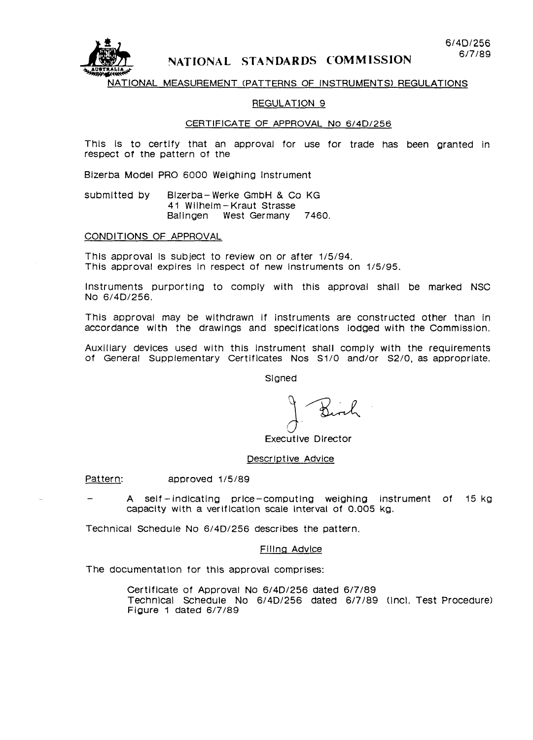6/4D/256
6/7/89

# NATIONAL STANDARDS COMMISSION

NATIONAL MEASUREMENT (PATTERNS OF INSTRUMENTS) REGULATIONS

REGULATION 9

CERTIFICATE OF APPROVAL No 6/4D/256

This is to certify that an approval for use for trade has been granted in respect of the pattern of the

Bizerba Model PRO 6000 Weighing Instrument

submitted by Bizerba-Werke GmbH & Co KG
41 Wilhelm-Kraut Strasse
Balingen West Germany 7460.

## CONDITIONS OF APPROVAL

This approval is subject to review on or after 1/5/94.
This approval expires in respect of new instruments on 1/5/95.

Instruments purporting to comply with this approval shall be marked NSC No 6/4D/256.

This approval may be withdrawn if instruments are constructed other than in accordance with the drawings and specifications lodged with the Commission.

Auxiliary devices used with this instrument shall comply with the requirements of General Supplementary Certificates Nos S1/0 and/or S2/0, as appropriate.

Signed

Executive Director

## Descriptive Advice

Pattern: approved 1/5/89

- A self-indicating price-computing weighing instrument of 15 kg capacity with a verification scale interval of 0.005 kg.

Technical Schedule No 6/4D/256 describes the pattern.

## Filing Advice

The documentation for this approval comprises:

Certificate of Approval No 6/4D/256 dated 6/7/89
Technical Schedule No 6/4D/256 dated 6/7/89 (incl. Test Procedure)
Figure 1 dated 6/7/89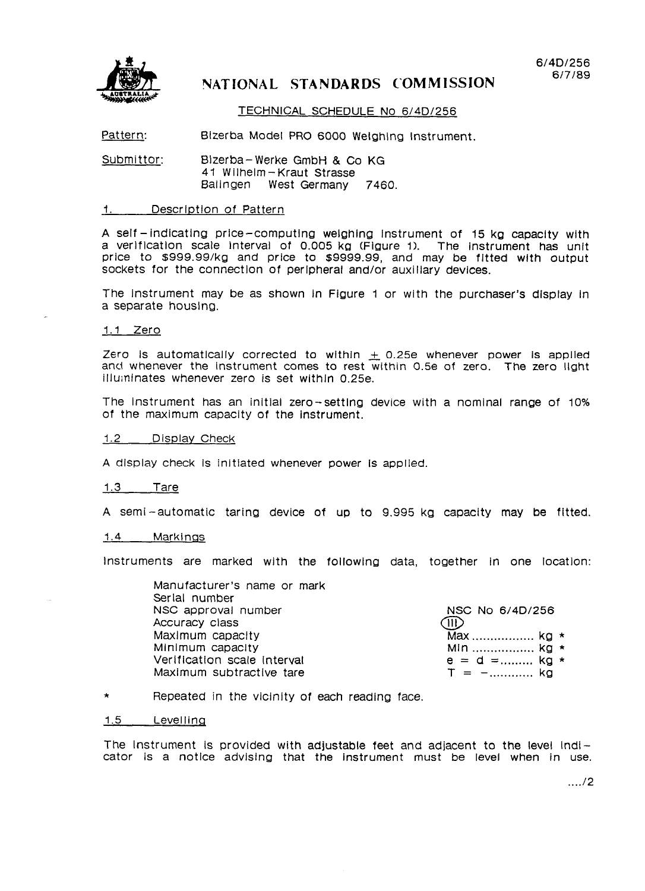NATIONAL STANDARDS COMMISSION

6/4D/256
6/7/89

TECHNICAL SCHEDULE No 6/4D/256

Pattern: Bizerba Model PRO 6000 Weighing Instrument.

Submittor: Bizerba-Werke GmbH & Co KG
41 Wilhelm-Kraut Strasse
Balingen West Germany 7460.

## 1. Description of Pattern

A self-indicating price-computing weighing instrument of 15 kg capacity with a verification scale interval of 0.005 kg (Figure 1). The instrument has unit price to $999.99/kg and price to $9999.99, and may be fitted with output sockets for the connection of peripheral and/or auxiliary devices.

The instrument may be as shown in Figure 1 or with the purchaser's display in a separate housing.

### 1.1 Zero

Zero is automatically corrected to within ± 0.25e whenever power is applied and whenever the instrument comes to rest within 0.5e of zero. The zero light illuminates whenever zero is set within 0.25e.

The instrument has an initial zero-setting device with a nominal range of 10% of the maximum capacity of the instrument.

### 1.2 Display Check

A display check is initiated whenever power is applied.

### 1.3 Tare

A semi-automatic taring device of up to 9.995 kg capacity may be fitted.

### 1.4 Markings

Instruments are marked with the following data, together in one location:

| | |
|---|---|
| Manufacturer's name or mark | |
| Serial number | |
| NSC approval number | NSC No 6/4D/256 |
| Accuracy class | (III) |
| Maximum capacity | Max ................ kg * |
| Minimum capacity | Min ................ kg * |
| Verification scale interval | e = d =......... kg * |
| Maximum subtractive tare | T = -............ kg |

\* Repeated in the vicinity of each reading face.

### 1.5 Levelling

The instrument is provided with adjustable feet and adjacent to the level indicator is a notice advising that the instrument must be level when in use.

..../2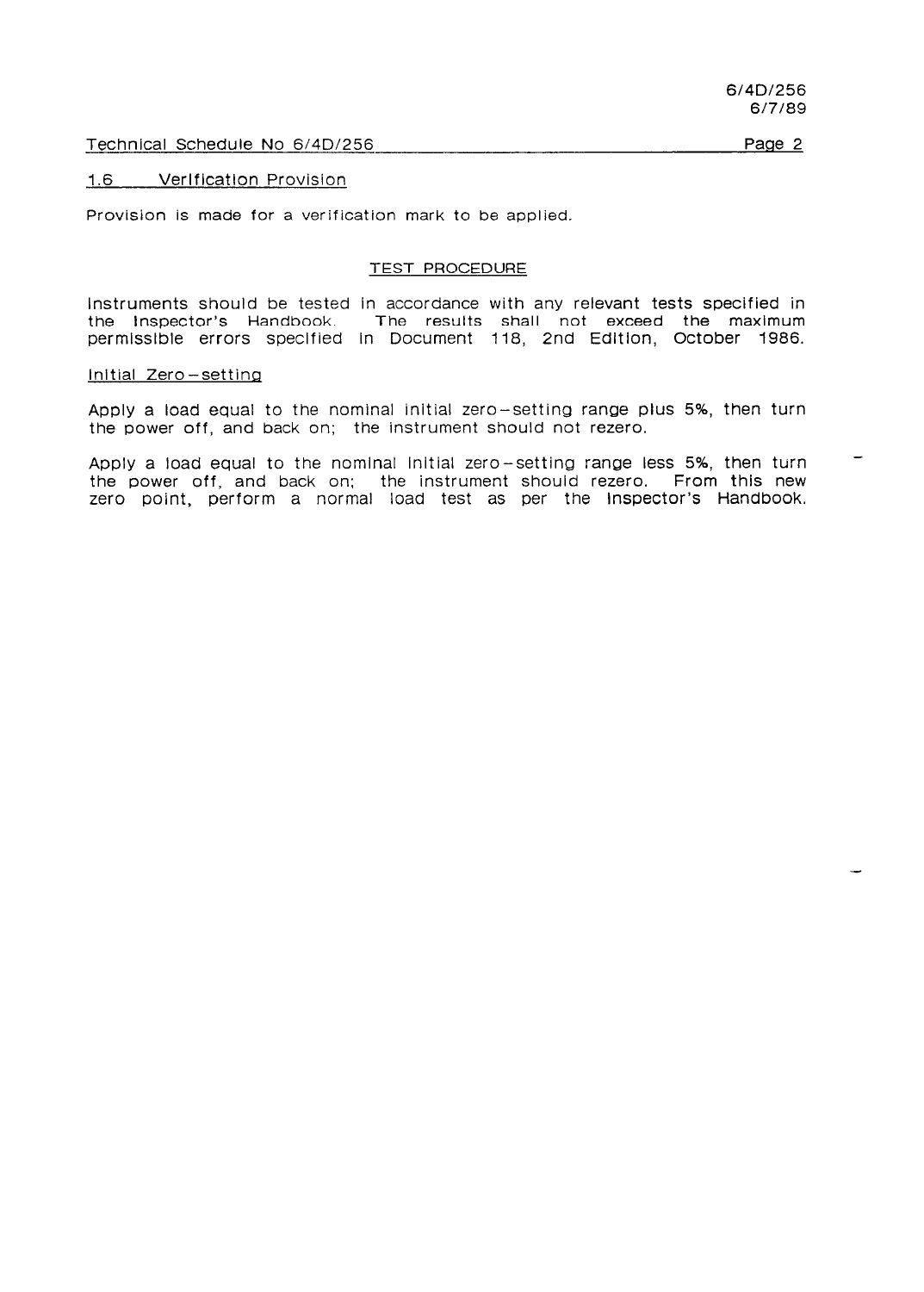## 1.6 Verification Provision

Provision is made for a verification mark to be applied.

## TEST PROCEDURE

Instruments should be tested in accordance with any relevant tests specified in the Inspector's Handbook. The results shall not exceed the maximum permissible errors specified in Document 118, 2nd Edition, October 1986.

### Initial Zero-setting

Apply a load equal to the nominal initial zero-setting range plus 5%, then turn the power off, and back on; the instrument should not rezero.

Apply a load equal to the nominal initial zero-setting range less 5%, then turn the power off, and back on; the instrument should rezero. From this new zero point, perform a normal load test as per the Inspector's Handbook.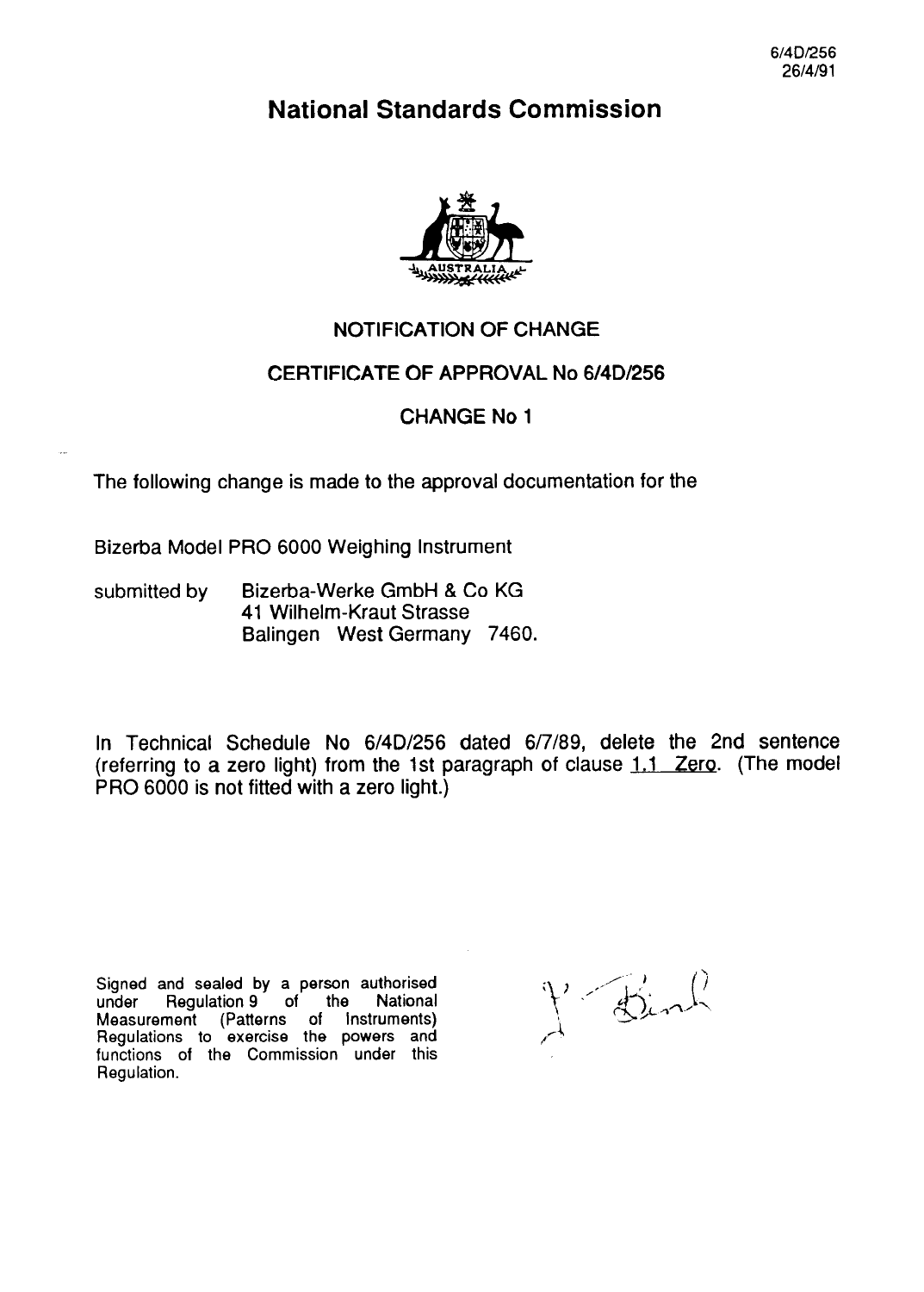6/4D/256
26/4/91

# National Standards Commission

## NOTIFICATION OF CHANGE

## CERTIFICATE OF APPROVAL No 6/4D/256

## CHANGE No 1

The following change is made to the approval documentation for the

Bizerba Model PRO 6000 Weighing Instrument

submitted by Bizerba-Werke GmbH & Co KG
41 Wilhelm-Kraut Strasse
Balingen West Germany 7460.

In Technical Schedule No 6/4D/256 dated 6/7/89, delete the 2nd sentence (referring to a zero light) from the 1st paragraph of clause 1.1 Zero. (The model PRO 6000 is not fitted with a zero light.)

Signed and sealed by a person authorised under Regulation 9 of the National Measurement (Patterns of Instruments) Regulations to exercise the powers and functions of the Commission under this Regulation.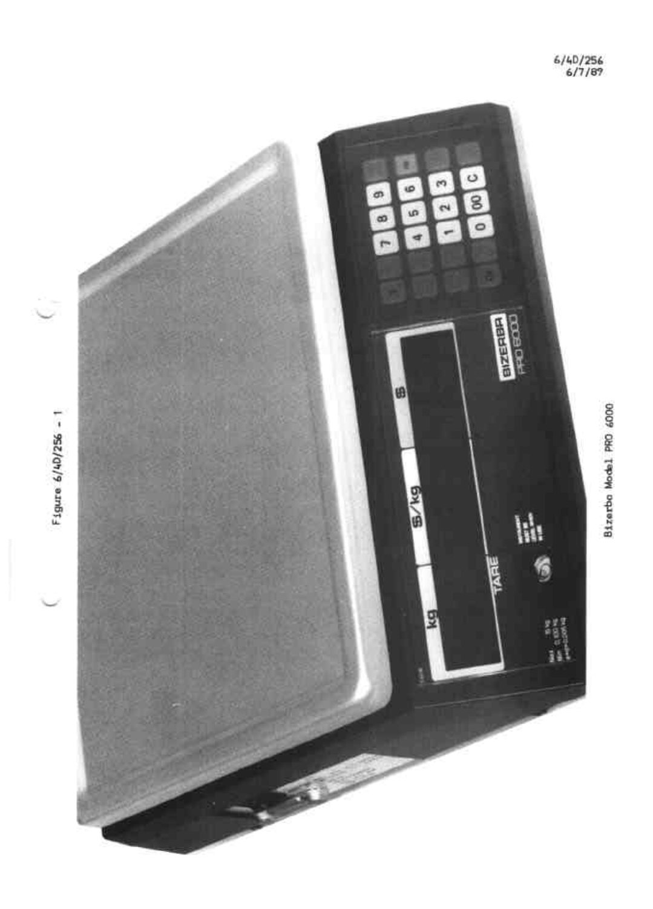6/4D/256
6/7/89

Figure 6/4D/256 - 1

Bizerba Model PRO 6000